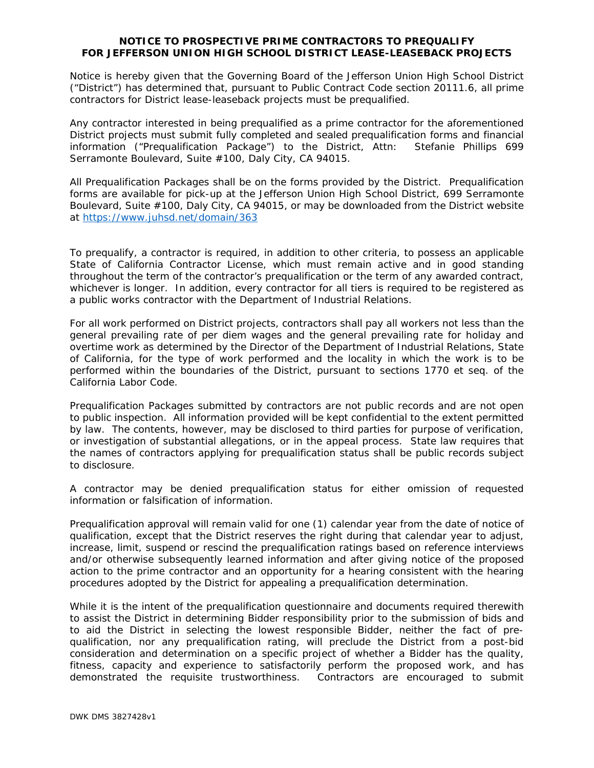# NOTICE TO PROSPECTIVE PRIME CONTRACTORS TO PREQUALIFY FOR JEFFERSON UNION HIGH SCHOOL DISTRICT LEASE-LEASEBACK PROJECTS

Notice is hereby given that the Governing Board of the Jefferson Union High School District ("District") has determined that, pursuant to Public Contract Code section 20111.6, all prime contractors for District lease-leaseback projects must be prequalified.

Any contractor interested in being prequalified as a prime contractor for the aforementioned District projects must submit fully completed and sealed prequalification forms and financial information ("Prequalification Package") to the District, Attn: Stefanie Phillips 699 Serramonte Boulevard, Suite #100, Daly City, CA 94015.

All Prequalification Packages shall be on the forms provided by the District. Prequalification forms are available for pick-up at the Jefferson Union High School District, 699 Serramonte Boulevard, Suite #100, Daly City, CA 94015, or may be downloaded from the District website at https://www.juhsd.net/domain/363

To prequalify, a contractor is required, in addition to other criteria, to possess an applicable State of California Contractor License, which must remain active and in good standing throughout the term of the contractor's prequalification or the term of any awarded contract, whichever is longer. In addition, every contractor for all tiers is required to be registered as a public works contractor with the Department of Industrial Relations.

For all work performed on District projects, contractors shall pay all workers not less than the general prevailing rate of per diem wages and the general prevailing rate for holiday and overtime work as determined by the Director of the Department of Industrial Relations, State of California, for the type of work performed and the locality in which the work is to be performed within the boundaries of the District, pursuant to sections 1770 et seq. of the California Labor Code.

Prequalification Packages submitted by contractors are not public records and are not open to public inspection. All information provided will be kept confidential to the extent permitted by law. The contents, however, may be disclosed to third parties for purpose of verification, or investigation of substantial allegations, or in the appeal process. State law requires that the names of contractors applying for prequalification status shall be public records subject to disclosure.

A contractor may be denied prequalification status for either omission of requested information or falsification of information.

Prequalification approval will remain valid for one (1) calendar year from the date of notice of qualification, except that the District reserves the right during that calendar year to adjust, increase, limit, suspend or rescind the prequalification ratings based on reference interviews and/or otherwise subsequently learned information and after giving notice of the proposed action to the prime contractor and an opportunity for a hearing consistent with the hearing procedures adopted by the District for appealing a prequalification determination.

While it is the intent of the prequalification questionnaire and documents required therewith to assist the District in determining Bidder responsibility prior to the submission of bids and to aid the District in selecting the lowest responsible Bidder, neither the fact of pre-qualification, nor any prequalification rating, will preclude the District from a post-bid consideration and determination on a specific project of whether a Bidder has the quality, fitness, capacity and experience to satisfactorily perform the proposed work, and has demonstrated the requisite trustworthiness. Contractors are encouraged to submit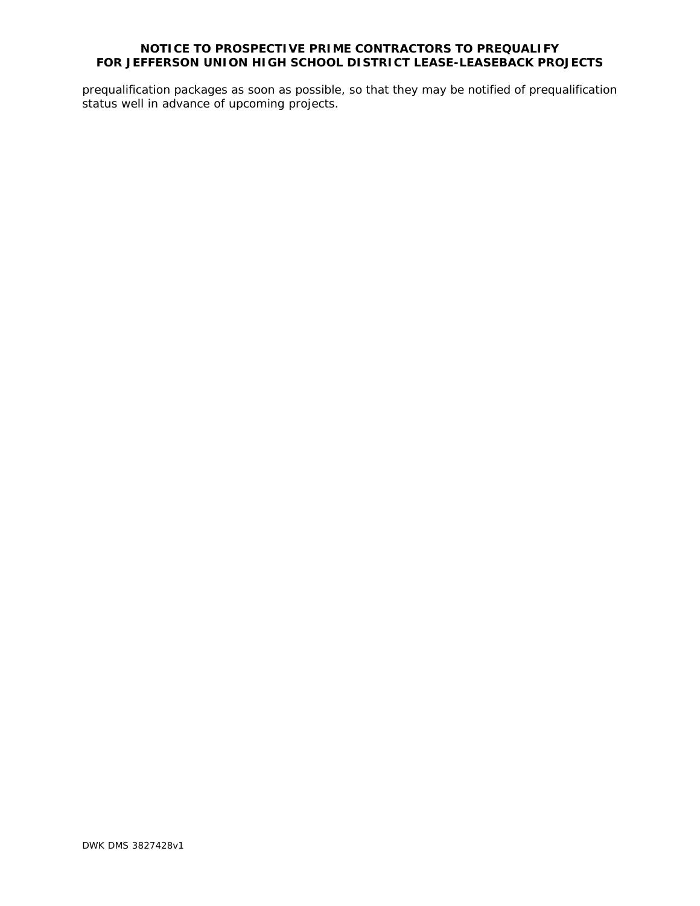prequalification packages as soon as possible, so that they may be notified of prequalification status well in advance of upcoming projects.

DWK DMS 3827428v1